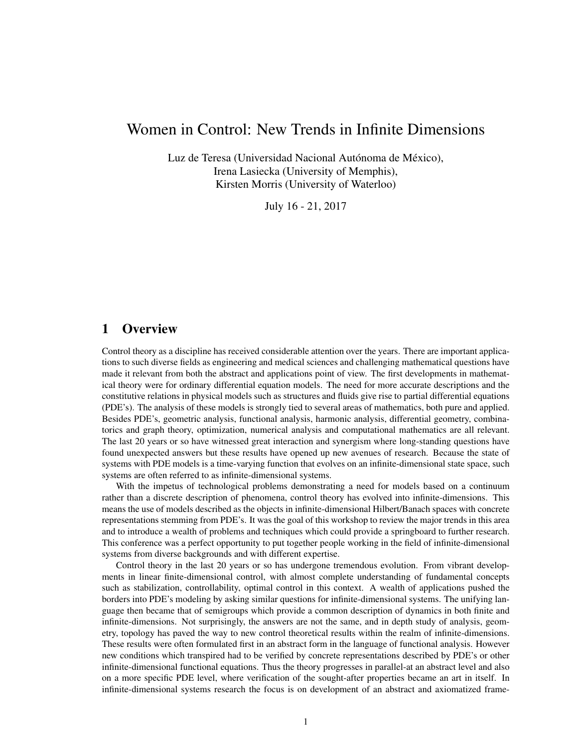# Women in Control: New Trends in Infinite Dimensions

Luz de Teresa (Universidad Nacional Autónoma de México),
Irena Lasiecka (University of Memphis),
Kirsten Morris (University of Waterloo)

July 16 - 21, 2017

## 1 Overview

Control theory as a discipline has received considerable attention over the years. There are important applications to such diverse fields as engineering and medical sciences and challenging mathematical questions have made it relevant from both the abstract and applications point of view. The first developments in mathematical theory were for ordinary differential equation models. The need for more accurate descriptions and the constitutive relations in physical models such as structures and fluids give rise to partial differential equations (PDE's). The analysis of these models is strongly tied to several areas of mathematics, both pure and applied. Besides PDE's, geometric analysis, functional analysis, harmonic analysis, differential geometry, combinatorics and graph theory, optimization, numerical analysis and computational mathematics are all relevant. The last 20 years or so have witnessed great interaction and synergism where long-standing questions have found unexpected answers but these results have opened up new avenues of research. Because the state of systems with PDE models is a time-varying function that evolves on an infinite-dimensional state space, such systems are often referred to as infinite-dimensional systems.

With the impetus of technological problems demonstrating a need for models based on a continuum rather than a discrete description of phenomena, control theory has evolved into infinite-dimensions. This means the use of models described as the objects in infinite-dimensional Hilbert/Banach spaces with concrete representations stemming from PDE's. It was the goal of this workshop to review the major trends in this area and to introduce a wealth of problems and techniques which could provide a springboard to further research. This conference was a perfect opportunity to put together people working in the field of infinite-dimensional systems from diverse backgrounds and with different expertise.

Control theory in the last 20 years or so has undergone tremendous evolution. From vibrant developments in linear finite-dimensional control, with almost complete understanding of fundamental concepts such as stabilization, controllability, optimal control in this context. A wealth of applications pushed the borders into PDE's modeling by asking similar questions for infinite-dimensional systems. The unifying language then became that of semigroups which provide a common description of dynamics in both finite and infinite-dimensions. Not surprisingly, the answers are not the same, and in depth study of analysis, geometry, topology has paved the way to new control theoretical results within the realm of infinite-dimensions. These results were often formulated first in an abstract form in the language of functional analysis. However new conditions which transpired had to be verified by concrete representations described by PDE's or other infinite-dimensional functional equations. Thus the theory progresses in parallel-at an abstract level and also on a more specific PDE level, where verification of the sought-after properties became an art in itself. In infinite-dimensional systems research the focus is on development of an abstract and axiomatized frame-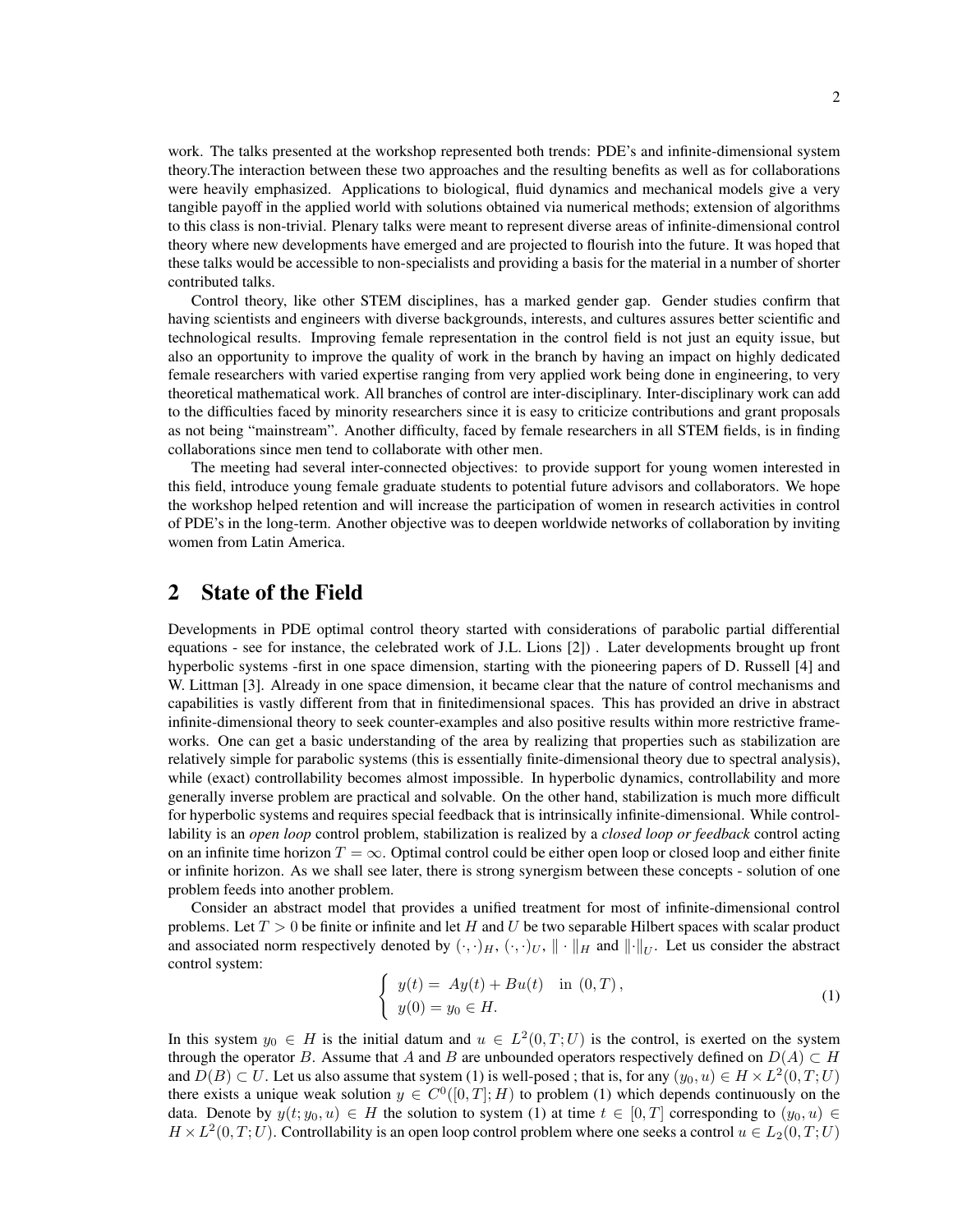work. The talks presented at the workshop represented both trends: PDE's and infinite-dimensional system theory.The interaction between these two approaches and the resulting benefits as well as for collaborations were heavily emphasized. Applications to biological, fluid dynamics and mechanical models give a very tangible payoff in the applied world with solutions obtained via numerical methods; extension of algorithms to this class is non-trivial. Plenary talks were meant to represent diverse areas of infinite-dimensional control theory where new developments have emerged and are projected to flourish into the future. It was hoped that these talks would be accessible to non-specialists and providing a basis for the material in a number of shorter contributed talks.

Control theory, like other STEM disciplines, has a marked gender gap. Gender studies confirm that having scientists and engineers with diverse backgrounds, interests, and cultures assures better scientific and technological results. Improving female representation in the control field is not just an equity issue, but also an opportunity to improve the quality of work in the branch by having an impact on highly dedicated female researchers with varied expertise ranging from very applied work being done in engineering, to very theoretical mathematical work. All branches of control are inter-disciplinary. Inter-disciplinary work can add to the difficulties faced by minority researchers since it is easy to criticize contributions and grant proposals as not being "mainstream". Another difficulty, faced by female researchers in all STEM fields, is in finding collaborations since men tend to collaborate with other men.

The meeting had several inter-connected objectives: to provide support for young women interested in this field, introduce young female graduate students to potential future advisors and collaborators. We hope the workshop helped retention and will increase the participation of women in research activities in control of PDE's in the long-term. Another objective was to deepen worldwide networks of collaboration by inviting women from Latin America.

## 2 State of the Field

Developments in PDE optimal control theory started with considerations of parabolic partial differential equations - see for instance, the celebrated work of J.L. Lions [2]) . Later developments brought up front hyperbolic systems -first in one space dimension, starting with the pioneering papers of D. Russell [4] and W. Littman [3]. Already in one space dimension, it became clear that the nature of control mechanisms and capabilities is vastly different from that in finitedimensional spaces. This has provided an drive in abstract infinite-dimensional theory to seek counter-examples and also positive results within more restrictive frameworks. One can get a basic understanding of the area by realizing that properties such as stabilization are relatively simple for parabolic systems (this is essentially finite-dimensional theory due to spectral analysis), while (exact) controllability becomes almost impossible. In hyperbolic dynamics, controllability and more generally inverse problem are practical and solvable. On the other hand, stabilization is much more difficult for hyperbolic systems and requires special feedback that is intrinsically infinite-dimensional. While controllability is an *open loop* control problem, stabilization is realized by a *closed loop or feedback* control acting on an infinite time horizon $T = \infty$. Optimal control could be either open loop or closed loop and either finite or infinite horizon. As we shall see later, there is strong synergism between these concepts - solution of one problem feeds into another problem.

Consider an abstract model that provides a unified treatment for most of infinite-dimensional control problems. Let $T > 0$ be finite or infinite and let $H$ and $U$ be two separable Hilbert spaces with scalar product and associated norm respectively denoted by $(\cdot,\cdot)_H$, $(\cdot,\cdot)_U$, $\|\cdot\|_H$ and $\|\cdot\|_U$. Let us consider the abstract control system:

$$\begin{cases} y(t) = Ay(t) + Bu(t) & \text{in } (0,T), \\ y(0) = y_0 \in H. \end{cases} \tag{1}$$

In this system $y_0 \in H$ is the initial datum and $u \in L^2(0,T;U)$ is the control, is exerted on the system through the operator $B$. Assume that $A$ and $B$ are unbounded operators respectively defined on $D(A) \subset H$ and $D(B) \subset U$. Let us also assume that system (1) is well-posed ; that is, for any $(y_0, u) \in H \times L^2(0,T;U)$ there exists a unique weak solution $y \in C^0([0,T];H)$ to problem (1) which depends continuously on the data. Denote by $y(t; y_0, u) \in H$ the solution to system (1) at time $t \in [0,T]$ corresponding to $(y_0, u) \in H \times L^2(0,T;U)$. Controllability is an open loop control problem where one seeks a control $u \in L_2(0,T;U)$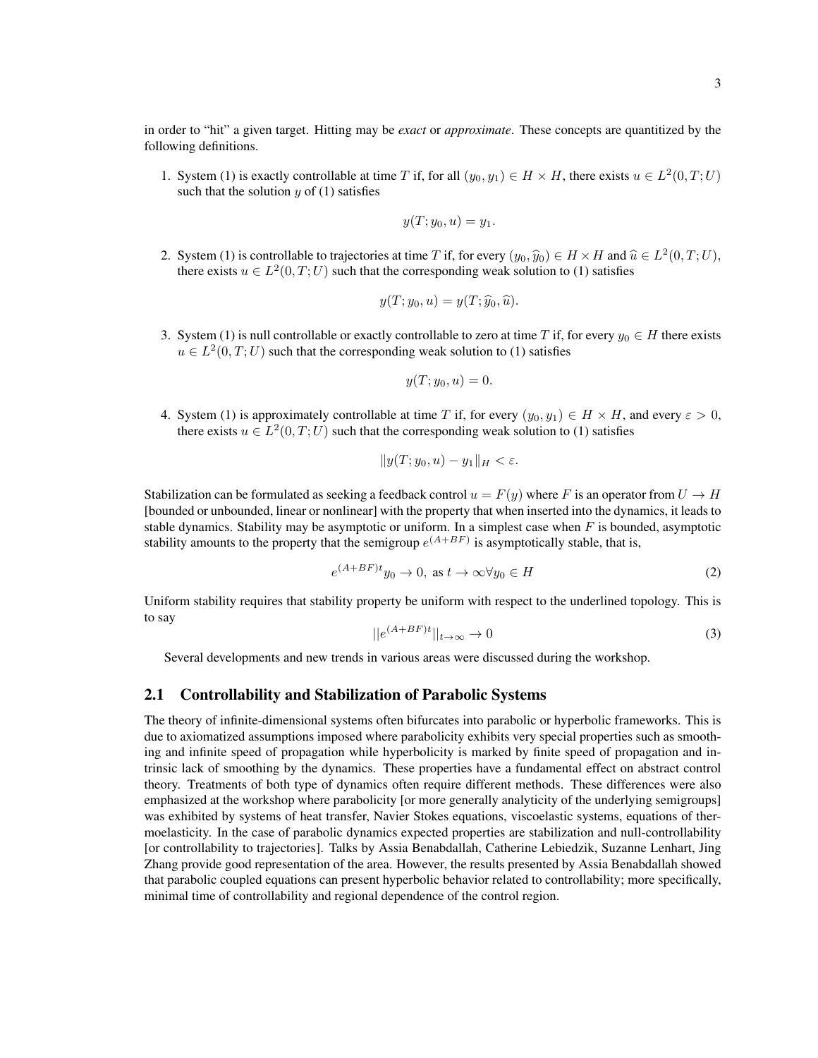in order to "hit" a given target. Hitting may be *exact* or *approximate*. These concepts are quantitized by the following definitions.

1. System (1) is exactly controllable at time $T$ if, for all $(y_0, y_1) \in H \times H$, there exists $u \in L^2(0,T;U)$ such that the solution $y$ of (1) satisfies

$$y(T; y_0, u) = y_1.$$

2. System (1) is controllable to trajectories at time $T$ if, for every $(y_0, \widehat{y}_0) \in H \times H$ and $\widehat{u} \in L^2(0,T;U)$, there exists $u \in L^2(0,T;U)$ such that the corresponding weak solution to (1) satisfies

$$y(T; y_0, u) = y(T; \widehat{y}_0, \widehat{u}).$$

3. System (1) is null controllable or exactly controllable to zero at time $T$ if, for every $y_0 \in H$ there exists $u \in L^2(0,T;U)$ such that the corresponding weak solution to (1) satisfies

$$y(T; y_0, u) = 0.$$

4. System (1) is approximately controllable at time $T$ if, for every $(y_0, y_1) \in H \times H$, and every $\varepsilon > 0$, there exists $u \in L^2(0,T;U)$ such that the corresponding weak solution to (1) satisfies

$$\|y(T; y_0, u) - y_1\|_H < \varepsilon.$$

Stabilization can be formulated as seeking a feedback control $u = F(y)$ where $F$ is an operator from $U \to H$ [bounded or unbounded, linear or nonlinear] with the property that when inserted into the dynamics, it leads to stable dynamics. Stability may be asymptotic or uniform. In a simplest case when $F$ is bounded, asymptotic stability amounts to the property that the semigroup $e^{(A+BF)}$ is asymptotically stable, that is,

$$e^{(A+BF)t}y_0 \to 0, \text{ as } t \to \infty \forall y_0 \in H \tag{2}$$

Uniform stability requires that stability property be uniform with respect to the underlined topology. This is to say

$$||e^{(A+BF)t}||_{t \to \infty} \to 0 \tag{3}$$

Several developments and new trends in various areas were discussed during the workshop.

## 2.1 Controllability and Stabilization of Parabolic Systems

The theory of infinite-dimensional systems often bifurcates into parabolic or hyperbolic frameworks. This is due to axiomatized assumptions imposed where parabolicity exhibits very special properties such as smoothing and infinite speed of propagation while hyperbolicity is marked by finite speed of propagation and intrinsic lack of smoothing by the dynamics. These properties have a fundamental effect on abstract control theory. Treatments of both type of dynamics often require different methods. These differences were also emphasized at the workshop where parabolicity [or more generally analyticity of the underlying semigroups] was exhibited by systems of heat transfer, Navier Stokes equations, viscoelastic systems, equations of thermoelasticity. In the case of parabolic dynamics expected properties are stabilization and null-controllability [or controllability to trajectories]. Talks by Assia Benabdallah, Catherine Lebiedzik, Suzanne Lenhart, Jing Zhang provide good representation of the area. However, the results presented by Assia Benabdallah showed that parabolic coupled equations can present hyperbolic behavior related to controllability; more specifically, minimal time of controllability and regional dependence of the control region.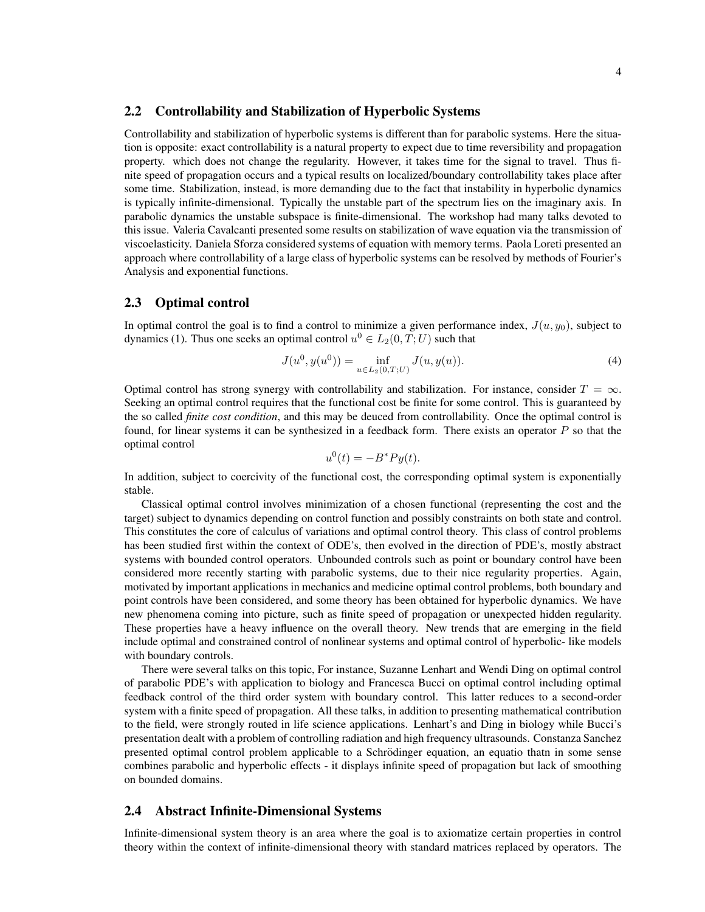## 2.2 Controllability and Stabilization of Hyperbolic Systems

Controllability and stabilization of hyperbolic systems is different than for parabolic systems. Here the situation is opposite: exact controllability is a natural property to expect due to time reversibility and propagation property. which does not change the regularity. However, it takes time for the signal to travel. Thus finite speed of propagation occurs and a typical results on localized/boundary controllability takes place after some time. Stabilization, instead, is more demanding due to the fact that instability in hyperbolic dynamics is typically infinite-dimensional. Typically the unstable part of the spectrum lies on the imaginary axis. In parabolic dynamics the unstable subspace is finite-dimensional. The workshop had many talks devoted to this issue. Valeria Cavalcanti presented some results on stabilization of wave equation via the transmission of viscoelasticity. Daniela Sforza considered systems of equation with memory terms. Paola Loreti presented an approach where controllability of a large class of hyperbolic systems can be resolved by methods of Fourier's Analysis and exponential functions.

## 2.3 Optimal control

In optimal control the goal is to find a control to minimize a given performance index, $J(u, y_0)$, subject to dynamics (1). Thus one seeks an optimal control $u^0 \in L_2(0, T; U)$ such that

$$J(u^0, y(u^0)) = \inf_{u \in L_2(0,T;U)} J(u, y(u)). \tag{4}$$

Optimal control has strong synergy with controllability and stabilization. For instance, consider $T = \infty$. Seeking an optimal control requires that the functional cost be finite for some control. This is guaranteed by the so called *finite cost condition*, and this may be deuced from controllability. Once the optimal control is found, for linear systems it can be synthesized in a feedback form. There exists an operator $P$ so that the optimal control

$$u^0(t) = -B^* P y(t).$$

In addition, subject to coercivity of the functional cost, the corresponding optimal system is exponentially stable.

Classical optimal control involves minimization of a chosen functional (representing the cost and the target) subject to dynamics depending on control function and possibly constraints on both state and control. This constitutes the core of calculus of variations and optimal control theory. This class of control problems has been studied first within the context of ODE's, then evolved in the direction of PDE's, mostly abstract systems with bounded control operators. Unbounded controls such as point or boundary control have been considered more recently starting with parabolic systems, due to their nice regularity properties. Again, motivated by important applications in mechanics and medicine optimal control problems, both boundary and point controls have been considered, and some theory has been obtained for hyperbolic dynamics. We have new phenomena coming into picture, such as finite speed of propagation or unexpected hidden regularity. These properties have a heavy influence on the overall theory. New trends that are emerging in the field include optimal and constrained control of nonlinear systems and optimal control of hyperbolic- like models with boundary controls.

There were several talks on this topic, For instance, Suzanne Lenhart and Wendi Ding on optimal control of parabolic PDE's with application to biology and Francesca Bucci on optimal control including optimal feedback control of the third order system with boundary control. This latter reduces to a second-order system with a finite speed of propagation. All these talks, in addition to presenting mathematical contribution to the field, were strongly routed in life science applications. Lenhart's and Ding in biology while Bucci's presentation dealt with a problem of controlling radiation and high frequency ultrasounds. Constanza Sanchez presented optimal control problem applicable to a Schrödinger equation, an equatio thatn in some sense combines parabolic and hyperbolic effects - it displays infinite speed of propagation but lack of smoothing on bounded domains.

## 2.4 Abstract Infinite-Dimensional Systems

Infinite-dimensional system theory is an area where the goal is to axiomatize certain properties in control theory within the context of infinite-dimensional theory with standard matrices replaced by operators. The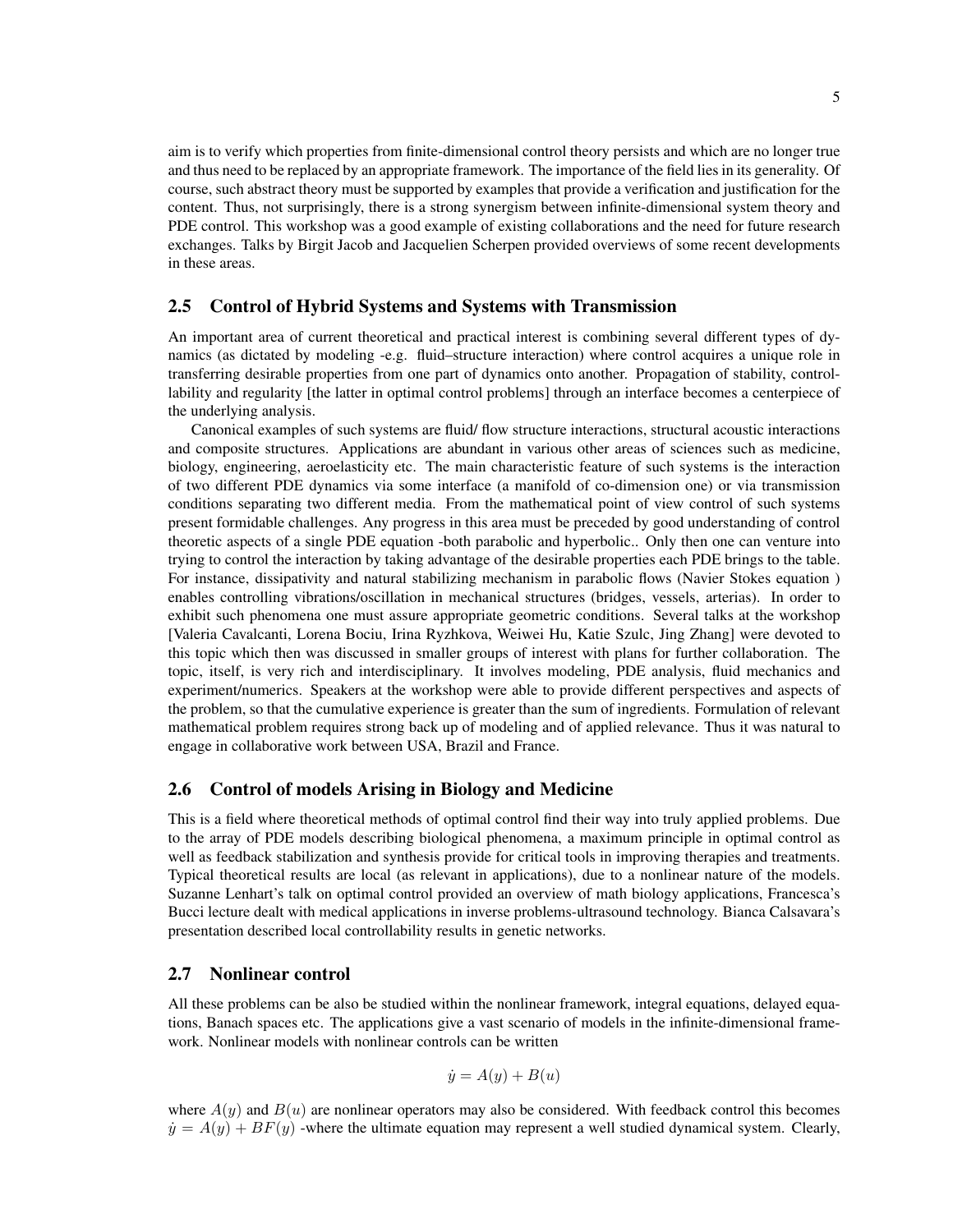aim is to verify which properties from finite-dimensional control theory persists and which are no longer true and thus need to be replaced by an appropriate framework. The importance of the field lies in its generality. Of course, such abstract theory must be supported by examples that provide a verification and justification for the content. Thus, not surprisingly, there is a strong synergism between infinite-dimensional system theory and PDE control. This workshop was a good example of existing collaborations and the need for future research exchanges. Talks by Birgit Jacob and Jacquelien Scherpen provided overviews of some recent developments in these areas.

## 2.5 Control of Hybrid Systems and Systems with Transmission

An important area of current theoretical and practical interest is combining several different types of dynamics (as dictated by modeling -e.g. fluid–structure interaction) where control acquires a unique role in transferring desirable properties from one part of dynamics onto another. Propagation of stability, controllability and regularity [the latter in optimal control problems] through an interface becomes a centerpiece of the underlying analysis.

Canonical examples of such systems are fluid/ flow structure interactions, structural acoustic interactions and composite structures. Applications are abundant in various other areas of sciences such as medicine, biology, engineering, aeroelasticity etc. The main characteristic feature of such systems is the interaction of two different PDE dynamics via some interface (a manifold of co-dimension one) or via transmission conditions separating two different media. From the mathematical point of view control of such systems present formidable challenges. Any progress in this area must be preceded by good understanding of control theoretic aspects of a single PDE equation -both parabolic and hyperbolic.. Only then one can venture into trying to control the interaction by taking advantage of the desirable properties each PDE brings to the table. For instance, dissipativity and natural stabilizing mechanism in parabolic flows (Navier Stokes equation ) enables controlling vibrations/oscillation in mechanical structures (bridges, vessels, arterias). In order to exhibit such phenomena one must assure appropriate geometric conditions. Several talks at the workshop [Valeria Cavalcanti, Lorena Bociu, Irina Ryzhkova, Weiwei Hu, Katie Szulc, Jing Zhang] were devoted to this topic which then was discussed in smaller groups of interest with plans for further collaboration. The topic, itself, is very rich and interdisciplinary. It involves modeling, PDE analysis, fluid mechanics and experiment/numerics. Speakers at the workshop were able to provide different perspectives and aspects of the problem, so that the cumulative experience is greater than the sum of ingredients. Formulation of relevant mathematical problem requires strong back up of modeling and of applied relevance. Thus it was natural to engage in collaborative work between USA, Brazil and France.

## 2.6 Control of models Arising in Biology and Medicine

This is a field where theoretical methods of optimal control find their way into truly applied problems. Due to the array of PDE models describing biological phenomena, a maximum principle in optimal control as well as feedback stabilization and synthesis provide for critical tools in improving therapies and treatments. Typical theoretical results are local (as relevant in applications), due to a nonlinear nature of the models. Suzanne Lenhart's talk on optimal control provided an overview of math biology applications, Francesca's Bucci lecture dealt with medical applications in inverse problems-ultrasound technology. Bianca Calsavara's presentation described local controllability results in genetic networks.

## 2.7 Nonlinear control

All these problems can be also be studied within the nonlinear framework, integral equations, delayed equations, Banach spaces etc. The applications give a vast scenario of models in the infinite-dimensional framework. Nonlinear models with nonlinear controls can be written

$$\dot{y} = A(y) + B(u)$$

where $A(y)$ and $B(u)$ are nonlinear operators may also be considered. With feedback control this becomes $\dot{y} = A(y) + BF(y)$ -where the ultimate equation may represent a well studied dynamical system. Clearly,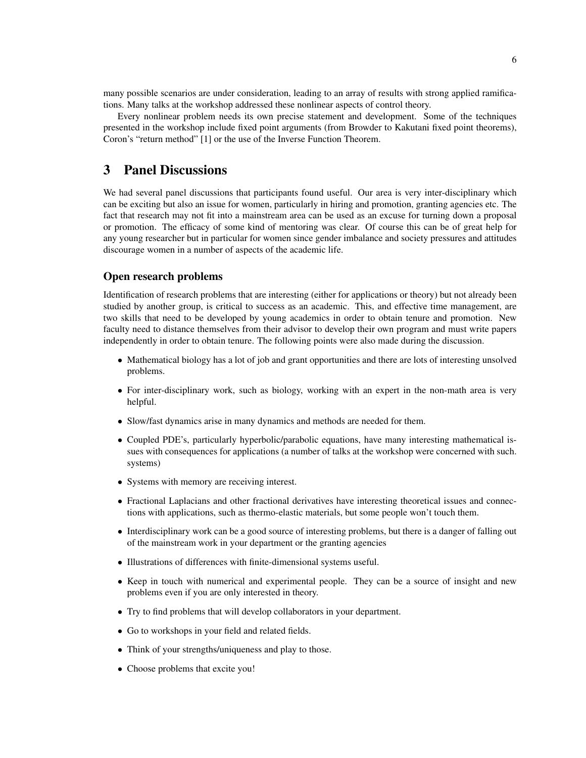many possible scenarios are under consideration, leading to an array of results with strong applied ramifications. Many talks at the workshop addressed these nonlinear aspects of control theory.

Every nonlinear problem needs its own precise statement and development. Some of the techniques presented in the workshop include fixed point arguments (from Browder to Kakutani fixed point theorems), Coron's "return method" [1] or the use of the Inverse Function Theorem.

# 3 Panel Discussions

We had several panel discussions that participants found useful. Our area is very inter-disciplinary which can be exciting but also an issue for women, particularly in hiring and promotion, granting agencies etc. The fact that research may not fit into a mainstream area can be used as an excuse for turning down a proposal or promotion. The efficacy of some kind of mentoring was clear. Of course this can be of great help for any young researcher but in particular for women since gender imbalance and society pressures and attitudes discourage women in a number of aspects of the academic life.

## Open research problems

Identification of research problems that are interesting (either for applications or theory) but not already been studied by another group, is critical to success as an academic. This, and effective time management, are two skills that need to be developed by young academics in order to obtain tenure and promotion. New faculty need to distance themselves from their advisor to develop their own program and must write papers independently in order to obtain tenure. The following points were also made during the discussion.

- Mathematical biology has a lot of job and grant opportunities and there are lots of interesting unsolved problems.
- For inter-disciplinary work, such as biology, working with an expert in the non-math area is very helpful.
- Slow/fast dynamics arise in many dynamics and methods are needed for them.
- Coupled PDE's, particularly hyperbolic/parabolic equations, have many interesting mathematical issues with consequences for applications (a number of talks at the workshop were concerned with such. systems)
- Systems with memory are receiving interest.
- Fractional Laplacians and other fractional derivatives have interesting theoretical issues and connections with applications, such as thermo-elastic materials, but some people won't touch them.
- Interdisciplinary work can be a good source of interesting problems, but there is a danger of falling out of the mainstream work in your department or the granting agencies
- Illustrations of differences with finite-dimensional systems useful.
- Keep in touch with numerical and experimental people. They can be a source of insight and new problems even if you are only interested in theory.
- Try to find problems that will develop collaborators in your department.
- Go to workshops in your field and related fields.
- Think of your strengths/uniqueness and play to those.
- Choose problems that excite you!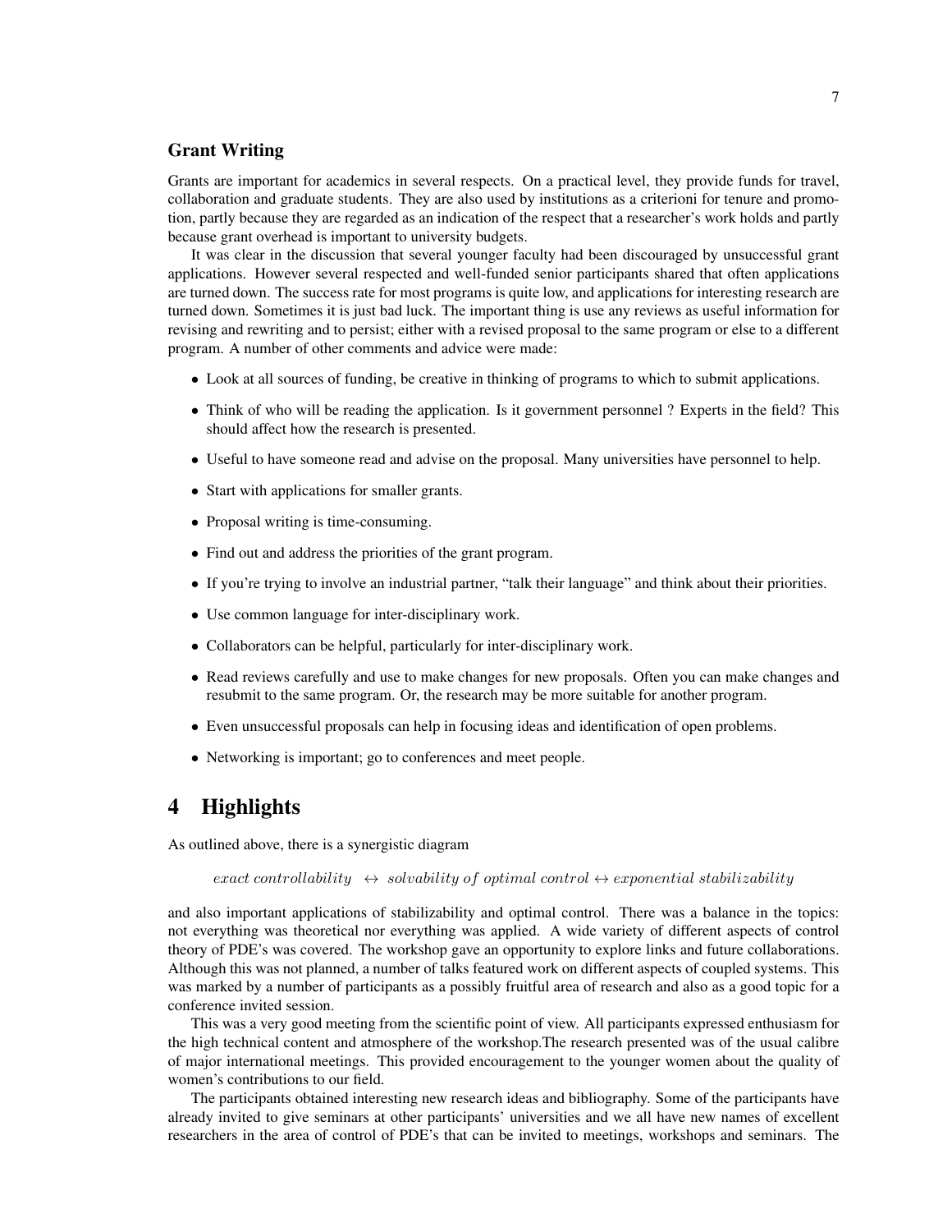### Grant Writing

Grants are important for academics in several respects. On a practical level, they provide funds for travel, collaboration and graduate students. They are also used by institutions as a criterioni for tenure and promotion, partly because they are regarded as an indication of the respect that a researcher's work holds and partly because grant overhead is important to university budgets.

It was clear in the discussion that several younger faculty had been discouraged by unsuccessful grant applications. However several respected and well-funded senior participants shared that often applications are turned down. The success rate for most programs is quite low, and applications for interesting research are turned down. Sometimes it is just bad luck. The important thing is use any reviews as useful information for revising and rewriting and to persist; either with a revised proposal to the same program or else to a different program. A number of other comments and advice were made:

- Look at all sources of funding, be creative in thinking of programs to which to submit applications.
- Think of who will be reading the application. Is it government personnel ? Experts in the field? This should affect how the research is presented.
- Useful to have someone read and advise on the proposal. Many universities have personnel to help.
- Start with applications for smaller grants.
- Proposal writing is time-consuming.
- Find out and address the priorities of the grant program.
- If you're trying to involve an industrial partner, "talk their language" and think about their priorities.
- Use common language for inter-disciplinary work.
- Collaborators can be helpful, particularly for inter-disciplinary work.
- Read reviews carefully and use to make changes for new proposals. Often you can make changes and resubmit to the same program. Or, the research may be more suitable for another program.
- Even unsuccessful proposals can help in focusing ideas and identification of open problems.
- Networking is important; go to conferences and meet people.

# 4 Highlights

As outlined above, there is a synergistic diagram

$$exact\ controllability \ \leftrightarrow \ solvability\ of\ optimal\ control \leftrightarrow exponential\ stabilizability$$

and also important applications of stabilizability and optimal control. There was a balance in the topics: not everything was theoretical nor everything was applied. A wide variety of different aspects of control theory of PDE's was covered. The workshop gave an opportunity to explore links and future collaborations. Although this was not planned, a number of talks featured work on different aspects of coupled systems. This was marked by a number of participants as a possibly fruitful area of research and also as a good topic for a conference invited session.

This was a very good meeting from the scientific point of view. All participants expressed enthusiasm for the high technical content and atmosphere of the workshop.The research presented was of the usual calibre of major international meetings. This provided encouragement to the younger women about the quality of women's contributions to our field.

The participants obtained interesting new research ideas and bibliography. Some of the participants have already invited to give seminars at other participants' universities and we all have new names of excellent researchers in the area of control of PDE's that can be invited to meetings, workshops and seminars. The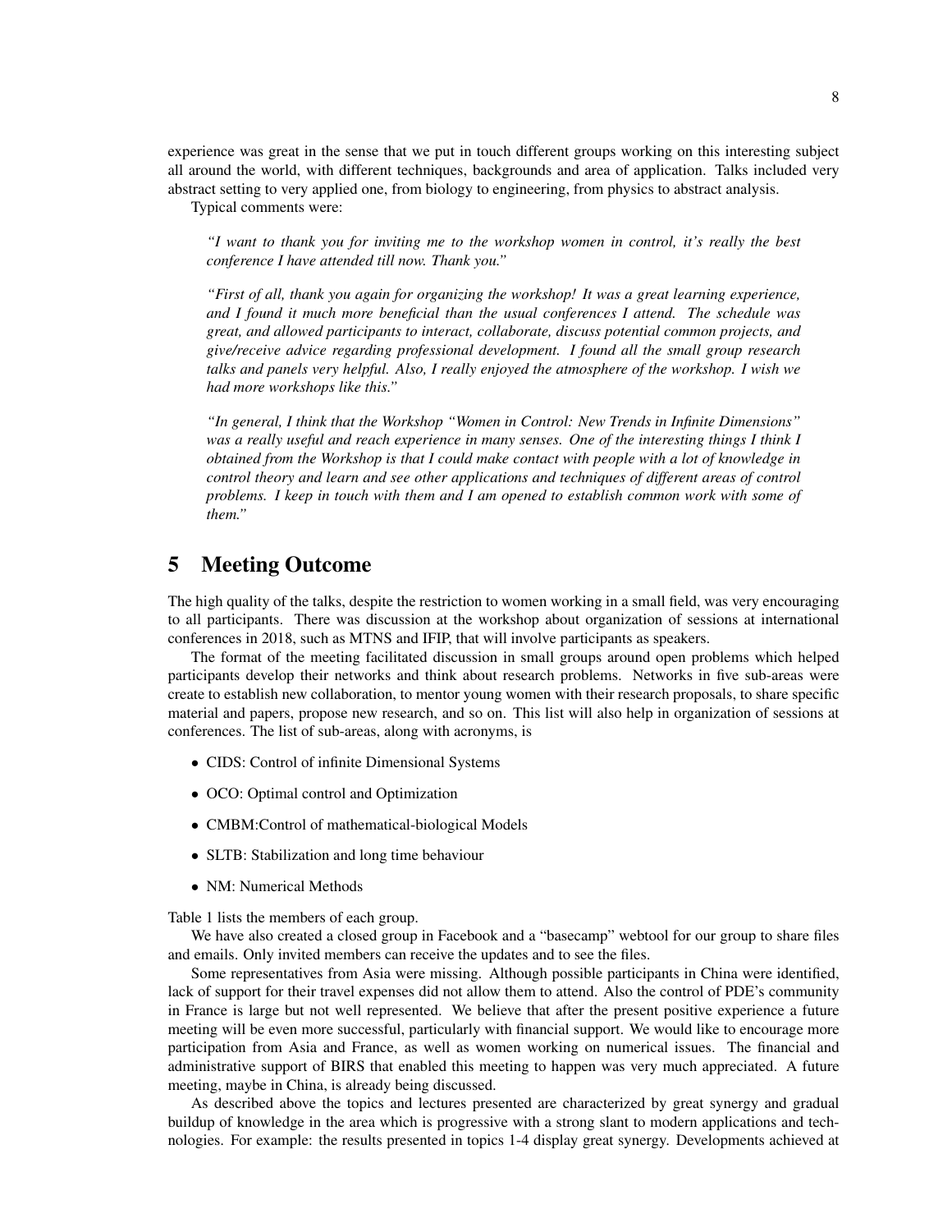experience was great in the sense that we put in touch different groups working on this interesting subject all around the world, with different techniques, backgrounds and area of application. Talks included very abstract setting to very applied one, from biology to engineering, from physics to abstract analysis.

Typical comments were:

> *"I want to thank you for inviting me to the workshop women in control, it's really the best conference I have attended till now. Thank you."*

> *"First of all, thank you again for organizing the workshop! It was a great learning experience, and I found it much more beneficial than the usual conferences I attend. The schedule was great, and allowed participants to interact, collaborate, discuss potential common projects, and give/receive advice regarding professional development. I found all the small group research talks and panels very helpful. Also, I really enjoyed the atmosphere of the workshop. I wish we had more workshops like this."*

> *"In general, I think that the Workshop "Women in Control: New Trends in Infinite Dimensions" was a really useful and reach experience in many senses. One of the interesting things I think I obtained from the Workshop is that I could make contact with people with a lot of knowledge in control theory and learn and see other applications and techniques of different areas of control problems. I keep in touch with them and I am opened to establish common work with some of them."*

# 5 Meeting Outcome

The high quality of the talks, despite the restriction to women working in a small field, was very encouraging to all participants. There was discussion at the workshop about organization of sessions at international conferences in 2018, such as MTNS and IFIP, that will involve participants as speakers.

The format of the meeting facilitated discussion in small groups around open problems which helped participants develop their networks and think about research problems. Networks in five sub-areas were create to establish new collaboration, to mentor young women with their research proposals, to share specific material and papers, propose new research, and so on. This list will also help in organization of sessions at conferences. The list of sub-areas, along with acronyms, is

- CIDS: Control of infinite Dimensional Systems
- OCO: Optimal control and Optimization
- CMBM:Control of mathematical-biological Models
- SLTB: Stabilization and long time behaviour
- NM: Numerical Methods

Table 1 lists the members of each group.

We have also created a closed group in Facebook and a "basecamp" webtool for our group to share files and emails. Only invited members can receive the updates and to see the files.

Some representatives from Asia were missing. Although possible participants in China were identified, lack of support for their travel expenses did not allow them to attend. Also the control of PDE's community in France is large but not well represented. We believe that after the present positive experience a future meeting will be even more successful, particularly with financial support. We would like to encourage more participation from Asia and France, as well as women working on numerical issues. The financial and administrative support of BIRS that enabled this meeting to happen was very much appreciated. A future meeting, maybe in China, is already being discussed.

As described above the topics and lectures presented are characterized by great synergy and gradual buildup of knowledge in the area which is progressive with a strong slant to modern applications and technologies. For example: the results presented in topics 1-4 display great synergy. Developments achieved at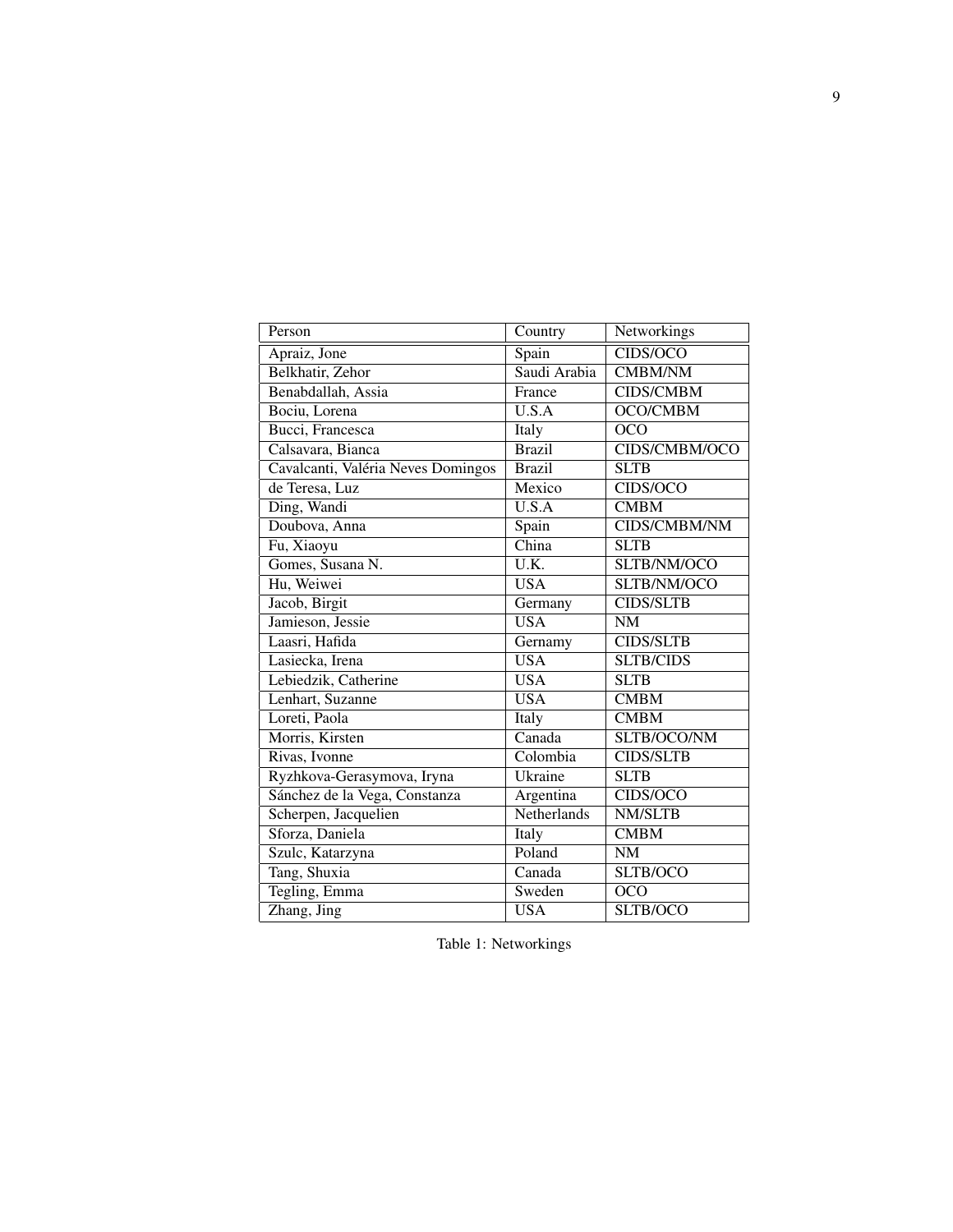| Person | Country | Networkings |
|---|---|---|
| Apraiz, Jone | Spain | CIDS/OCO |
| Belkhatir, Zehor | Saudi Arabia | CMBM/NM |
| Benabdallah, Assia | France | CIDS/CMBM |
| Bociu, Lorena | U.S.A | OCO/CMBM |
| Bucci, Francesca | Italy | OCO |
| Calsavara, Bianca | Brazil | CIDS/CMBM/OCO |
| Cavalcanti, Valéria Neves Domingos | Brazil | SLTB |
| de Teresa, Luz | Mexico | CIDS/OCO |
| Ding, Wandi | U.S.A | CMBM |
| Doubova, Anna | Spain | CIDS/CMBM/NM |
| Fu, Xiaoyu | China | SLTB |
| Gomes, Susana N. | U.K. | SLTB/NM/OCO |
| Hu, Weiwei | USA | SLTB/NM/OCO |
| Jacob, Birgit | Germany | CIDS/SLTB |
| Jamieson, Jessie | USA | NM |
| Laasri, Hafida | Gernamy | CIDS/SLTB |
| Lasiecka, Irena | USA | SLTB/CIDS |
| Lebiedzik, Catherine | USA | SLTB |
| Lenhart, Suzanne | USA | CMBM |
| Loreti, Paola | Italy | CMBM |
| Morris, Kirsten | Canada | SLTB/OCO/NM |
| Rivas, Ivonne | Colombia | CIDS/SLTB |
| Ryzhkova-Gerasymova, Iryna | Ukraine | SLTB |
| Sánchez de la Vega, Constanza | Argentina | CIDS/OCO |
| Scherpen, Jacquelien | Netherlands | NM/SLTB |
| Sforza, Daniela | Italy | CMBM |
| Szulc, Katarzyna | Poland | NM |
| Tang, Shuxia | Canada | SLTB/OCO |
| Tegling, Emma | Sweden | OCO |
| Zhang, Jing | USA | SLTB/OCO |

Table 1: Networkings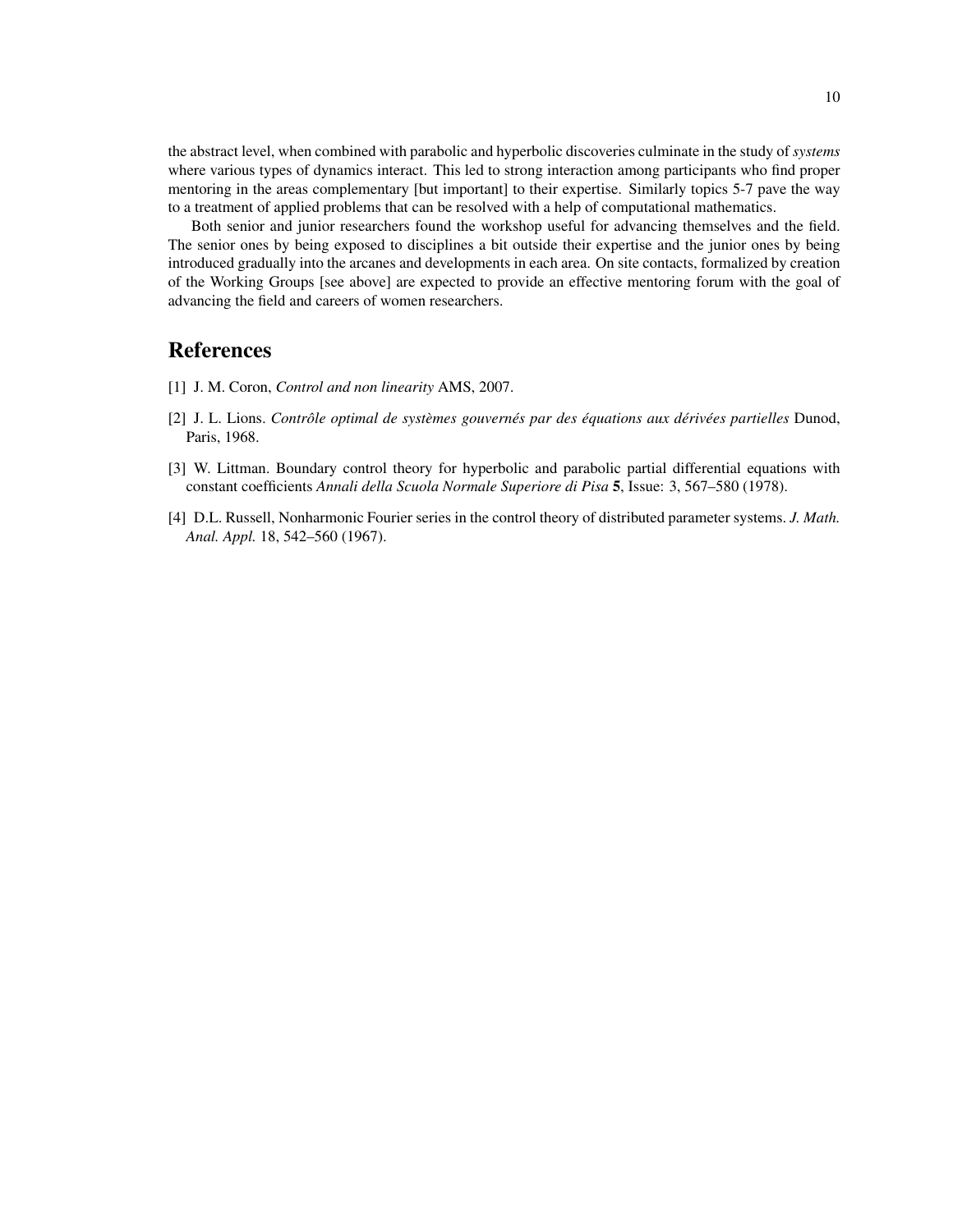the abstract level, when combined with parabolic and hyperbolic discoveries culminate in the study of *systems* where various types of dynamics interact. This led to strong interaction among participants who find proper mentoring in the areas complementary [but important] to their expertise. Similarly topics 5-7 pave the way to a treatment of applied problems that can be resolved with a help of computational mathematics.

Both senior and junior researchers found the workshop useful for advancing themselves and the field. The senior ones by being exposed to disciplines a bit outside their expertise and the junior ones by being introduced gradually into the arcanes and developments in each area. On site contacts, formalized by creation of the Working Groups [see above] are expected to provide an effective mentoring forum with the goal of advancing the field and careers of women researchers.

# References

[1] J. M. Coron, *Control and non linearity* AMS, 2007.

[2] J. L. Lions. *Contrôle optimal de systèmes gouvernés par des équations aux dérivées partielles* Dunod, Paris, 1968.

[3] W. Littman. Boundary control theory for hyperbolic and parabolic partial differential equations with constant coefficients *Annali della Scuola Normale Superiore di Pisa* **5**, Issue: 3, 567–580 (1978).

[4] D.L. Russell, Nonharmonic Fourier series in the control theory of distributed parameter systems. *J. Math. Anal. Appl.* 18, 542–560 (1967).